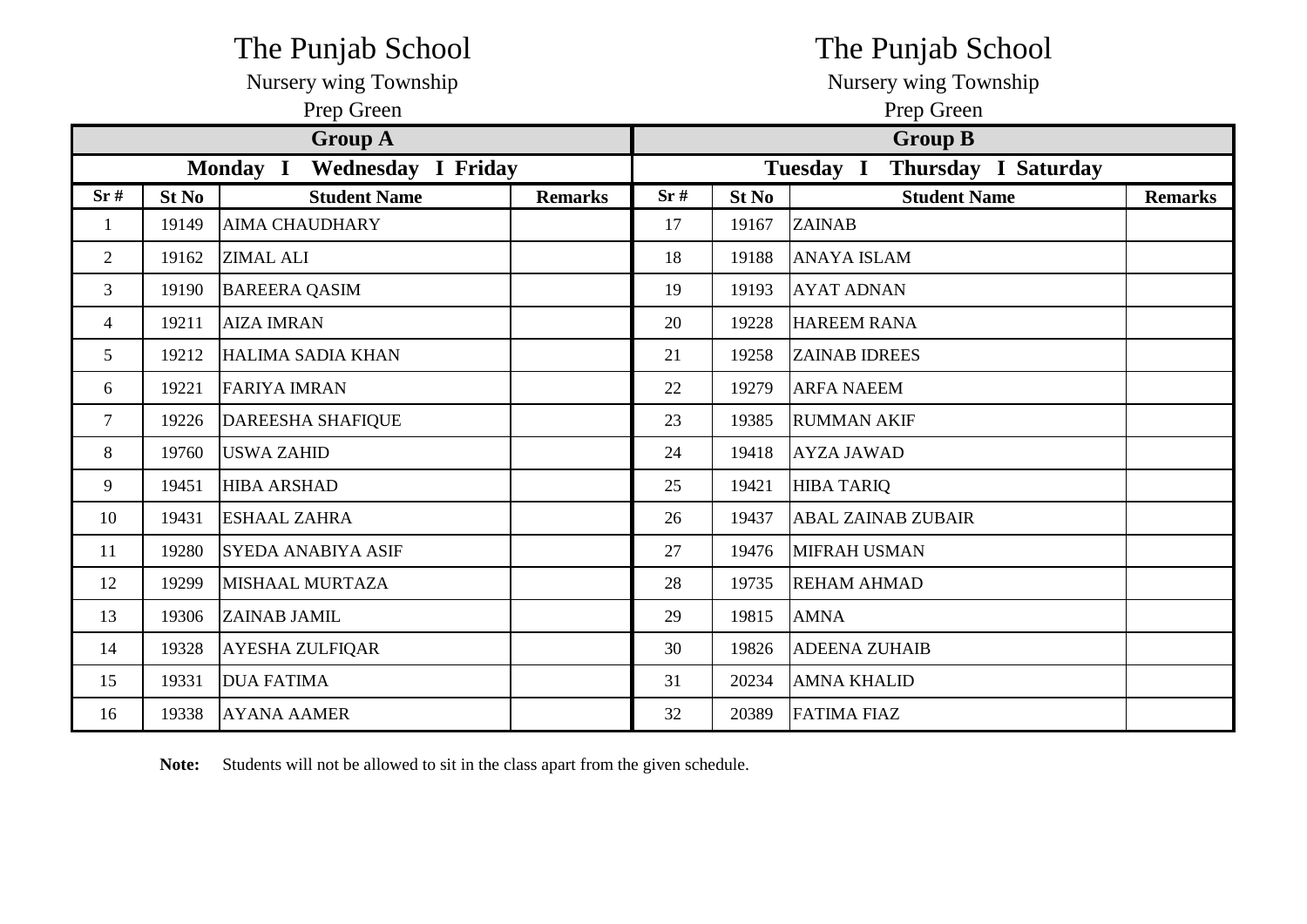# The Punjab School

Nursery wing Township

Prep Green

| Group A | | | | Group B | | | |
|---|---|---|---|---|---|---|---|
| **Monday I Wednesday I Friday** | | | | **Tuesday I Thursday I Saturday** | | | |
| **Sr #** | **St No** | **Student Name** | **Remarks** | **Sr #** | **St No** | **Student Name** | **Remarks** |
| 1 | 19149 | AIMA CHAUDHARY | | 17 | 19167 | ZAINAB | |
| 2 | 19162 | ZIMAL ALI | | 18 | 19188 | ANAYA ISLAM | |
| 3 | 19190 | BAREERA QASIM | | 19 | 19193 | AYAT ADNAN | |
| 4 | 19211 | AIZA IMRAN | | 20 | 19228 | HAREEM RANA | |
| 5 | 19212 | HALIMA SADIA KHAN | | 21 | 19258 | ZAINAB IDREES | |
| 6 | 19221 | FARIYA IMRAN | | 22 | 19279 | ARFA NAEEM | |
| 7 | 19226 | DAREESHA SHAFIQUE | | 23 | 19385 | RUMMAN AKIF | |
| 8 | 19760 | USWA ZAHID | | 24 | 19418 | AYZA JAWAD | |
| 9 | 19451 | HIBA ARSHAD | | 25 | 19421 | HIBA TARIQ | |
| 10 | 19431 | ESHAAL ZAHRA | | 26 | 19437 | ABAL ZAINAB ZUBAIR | |
| 11 | 19280 | SYEDA ANABIYA ASIF | | 27 | 19476 | MIFRAH USMAN | |
| 12 | 19299 | MISHAAL MURTAZA | | 28 | 19735 | REHAM AHMAD | |
| 13 | 19306 | ZAINAB JAMIL | | 29 | 19815 | AMNA | |
| 14 | 19328 | AYESHA ZULFIQAR | | 30 | 19826 | ADEENA ZUHAIB | |
| 15 | 19331 | DUA FATIMA | | 31 | 20234 | AMNA KHALID | |
| 16 | 19338 | AYANA AAMER | | 32 | 20389 | FATIMA FIAZ | |

**Note:** Students will not be allowed to sit in the class apart from the given schedule.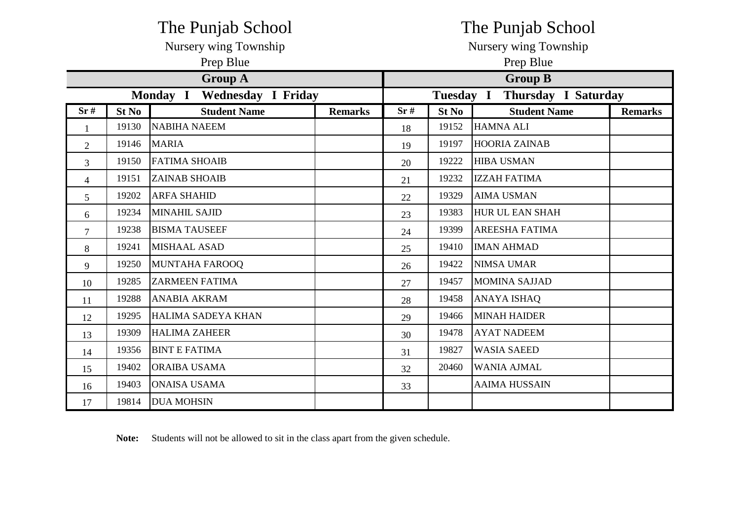# The Punjab School

Nursery wing Township

Prep Blue

| Group A | | | | Group B | | | |
|---|---|---|---|---|---|---|---|
| Monday I Wednesday I Friday | | | | Tuesday I Thursday I Saturday | | | |
| **Sr #** | **St No** | **Student Name** | **Remarks** | **Sr #** | **St No** | **Student Name** | **Remarks** |
| 1 | 19130 | NABIHA NAEEM | | 18 | 19152 | HAMNA ALI | |
| 2 | 19146 | MARIA | | 19 | 19197 | HOORIA ZAINAB | |
| 3 | 19150 | FATIMA SHOAIB | | 20 | 19222 | HIBA USMAN | |
| 4 | 19151 | ZAINAB SHOAIB | | 21 | 19232 | IZZAH FATIMA | |
| 5 | 19202 | ARFA SHAHID | | 22 | 19329 | AIMA USMAN | |
| 6 | 19234 | MINAHIL SAJID | | 23 | 19383 | HUR UL EAN SHAH | |
| 7 | 19238 | BISMA TAUSEEF | | 24 | 19399 | AREESHA FATIMA | |
| 8 | 19241 | MISHAAL ASAD | | 25 | 19410 | IMAN AHMAD | |
| 9 | 19250 | MUNTAHA FAROOQ | | 26 | 19422 | NIMSA UMAR | |
| 10 | 19285 | ZARMEEN FATIMA | | 27 | 19457 | MOMINA SAJJAD | |
| 11 | 19288 | ANABIA AKRAM | | 28 | 19458 | ANAYA ISHAQ | |
| 12 | 19295 | HALIMA SADEYA KHAN | | 29 | 19466 | MINAH HAIDER | |
| 13 | 19309 | HALIMA ZAHEER | | 30 | 19478 | AYAT NADEEM | |
| 14 | 19356 | BINT E FATIMA | | 31 | 19827 | WASIA SAEED | |
| 15 | 19402 | ORAIBA USAMA | | 32 | 20460 | WANIA AJMAL | |
| 16 | 19403 | ONAISA USAMA | | 33 | | AAIMA HUSSAIN | |
| 17 | 19814 | DUA MOHSIN | | | | | |

**Note:** Students will not be allowed to sit in the class apart from the given schedule.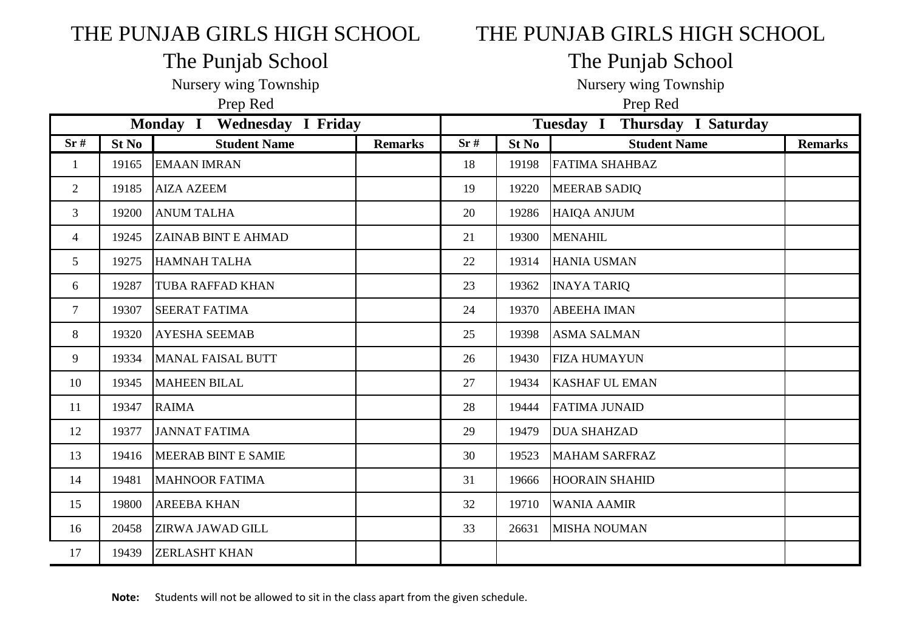# THE PUNJAB GIRLS HIGH SCHOOL

## The Punjab School

Nursery wing Township

Prep Red

| Monday I Wednesday I Friday | | | | Tuesday I Thursday I Saturday | | | |
|---|---|---|---|---|---|---|---|
| **Sr #** | **St No** | **Student Name** | **Remarks** | **Sr #** | **St No** | **Student Name** | **Remarks** |
| 1 | 19165 | EMAAN IMRAN | | 18 | 19198 | FATIMA SHAHBAZ | |
| 2 | 19185 | AIZA AZEEM | | 19 | 19220 | MEERAB SADIQ | |
| 3 | 19200 | ANUM TALHA | | 20 | 19286 | HAIQA ANJUM | |
| 4 | 19245 | ZAINAB BINT E AHMAD | | 21 | 19300 | MENAHIL | |
| 5 | 19275 | HAMNAH TALHA | | 22 | 19314 | HANIA USMAN | |
| 6 | 19287 | TUBA RAFFAD KHAN | | 23 | 19362 | INAYA TARIQ | |
| 7 | 19307 | SEERAT FATIMA | | 24 | 19370 | ABEEHA IMAN | |
| 8 | 19320 | AYESHA SEEMAB | | 25 | 19398 | ASMA SALMAN | |
| 9 | 19334 | MANAL FAISAL BUTT | | 26 | 19430 | FIZA HUMAYUN | |
| 10 | 19345 | MAHEEN BILAL | | 27 | 19434 | KASHAF UL EMAN | |
| 11 | 19347 | RAIMA | | 28 | 19444 | FATIMA JUNAID | |
| 12 | 19377 | JANNAT FATIMA | | 29 | 19479 | DUA SHAHZAD | |
| 13 | 19416 | MEERAB BINT E SAMIE | | 30 | 19523 | MAHAM SARFRAZ | |
| 14 | 19481 | MAHNOOR FATIMA | | 31 | 19666 | HOORAIN SHAHID | |
| 15 | 19800 | AREEBA KHAN | | 32 | 19710 | WANIA AAMIR | |
| 16 | 20458 | ZIRWA JAWAD GILL | | 33 | 26631 | MISHA NOUMAN | |
| 17 | 19439 | ZERLASHT KHAN | | | | | |

**Note:** Students will not be allowed to sit in the class apart from the given schedule.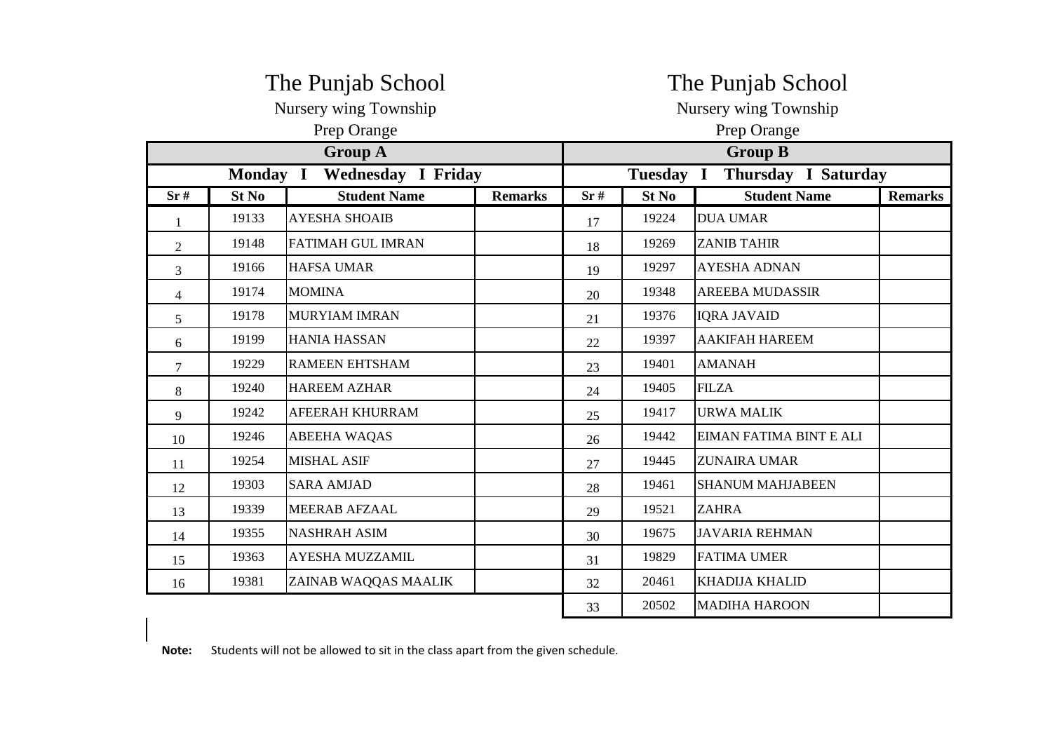| The Punjab School | | | | The Punjab School | | | |
|---|---|---|---|---|---|---|---|
| Nursery wing Township | | | | Nursery wing Township | | | |
| Prep Orange | | | | Prep Orange | | | |
| **Group A** | | | | **Group B** | | | |
| **Monday I Wednesday I Friday** | | | | **Tuesday I Thursday I Saturday** | | | |
| **Sr #** | **St No** | **Student Name** | **Remarks** | **Sr #** | **St No** | **Student Name** | **Remarks** |
| 1 | 19133 | AYESHA SHOAIB | | 17 | 19224 | DUA UMAR | |
| 2 | 19148 | FATIMAH GUL IMRAN | | 18 | 19269 | ZANIB TAHIR | |
| 3 | 19166 | HAFSA UMAR | | 19 | 19297 | AYESHA ADNAN | |
| 4 | 19174 | MOMINA | | 20 | 19348 | AREEBA MUDASSIR | |
| 5 | 19178 | MURYIAM IMRAN | | 21 | 19376 | IQRA JAVAID | |
| 6 | 19199 | HANIA HASSAN | | 22 | 19397 | AAKIFAH HAREEM | |
| 7 | 19229 | RAMEEN EHTSHAM | | 23 | 19401 | AMANAH | |
| 8 | 19240 | HAREEM AZHAR | | 24 | 19405 | FILZA | |
| 9 | 19242 | AFEERAH KHURRAM | | 25 | 19417 | URWA MALIK | |
| 10 | 19246 | ABEEHA WAQAS | | 26 | 19442 | EIMAN FATIMA BINT E ALI | |
| 11 | 19254 | MISHAL ASIF | | 27 | 19445 | ZUNAIRA UMAR | |
| 12 | 19303 | SARA AMJAD | | 28 | 19461 | SHANUM MAHJABEEN | |
| 13 | 19339 | MEERAB AFZAAL | | 29 | 19521 | ZAHRA | |
| 14 | 19355 | NASHRAH ASIM | | 30 | 19675 | JAVARIA REHMAN | |
| 15 | 19363 | AYESHA MUZZAMIL | | 31 | 19829 | FATIMA UMER | |
| 16 | 19381 | ZAINAB WAQQAS MAALIK | | 32 | 20461 | KHADIJA KHALID | |
| | | | | 33 | 20502 | MADIHA HAROON | |

**Note:** Students will not be allowed to sit in the class apart from the given schedule.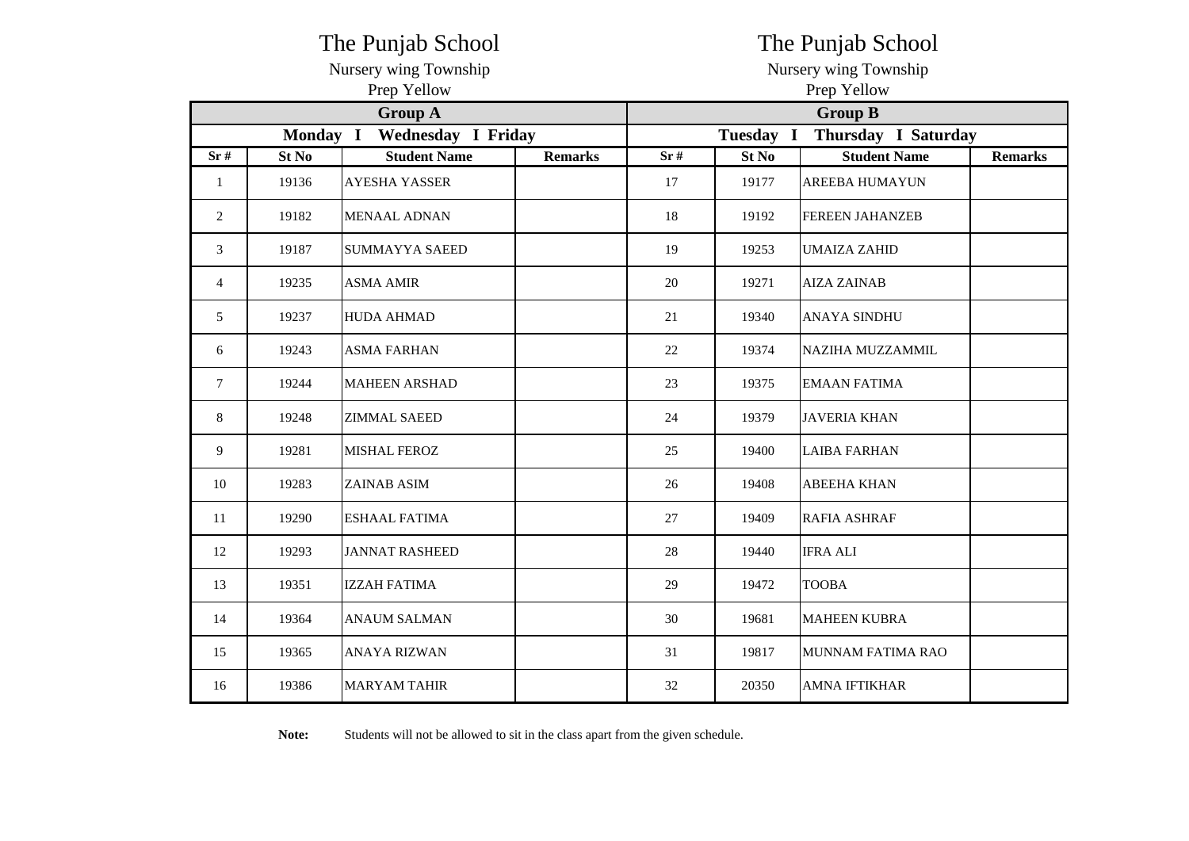# The Punjab School

Nursery wing Township

Prep Yellow

| Group A | | | | Group B | | | |
|---|---|---|---|---|---|---|---|
| Monday I Wednesday I Friday | | | | Tuesday I Thursday I Saturday | | | |
| Sr # | St No | Student Name | Remarks | Sr # | St No | Student Name | Remarks |
| 1 | 19136 | AYESHA YASSER | | 17 | 19177 | AREEBA HUMAYUN | |
| 2 | 19182 | MENAAL ADNAN | | 18 | 19192 | FEREEN JAHANZEB | |
| 3 | 19187 | SUMMAYYA SAEED | | 19 | 19253 | UMAIZA ZAHID | |
| 4 | 19235 | ASMA AMIR | | 20 | 19271 | AIZA ZAINAB | |
| 5 | 19237 | HUDA AHMAD | | 21 | 19340 | ANAYA SINDHU | |
| 6 | 19243 | ASMA FARHAN | | 22 | 19374 | NAZIHA MUZZAMMIL | |
| 7 | 19244 | MAHEEN ARSHAD | | 23 | 19375 | EMAAN FATIMA | |
| 8 | 19248 | ZIMMAL SAEED | | 24 | 19379 | JAVERIA KHAN | |
| 9 | 19281 | MISHAL FEROZ | | 25 | 19400 | LAIBA FARHAN | |
| 10 | 19283 | ZAINAB ASIM | | 26 | 19408 | ABEEHA KHAN | |
| 11 | 19290 | ESHAAL FATIMA | | 27 | 19409 | RAFIA ASHRAF | |
| 12 | 19293 | JANNAT RASHEED | | 28 | 19440 | IFRA ALI | |
| 13 | 19351 | IZZAH FATIMA | | 29 | 19472 | TOOBA | |
| 14 | 19364 | ANAUM SALMAN | | 30 | 19681 | MAHEEN KUBRA | |
| 15 | 19365 | ANAYA RIZWAN | | 31 | 19817 | MUNNAM FATIMA RAO | |
| 16 | 19386 | MARYAM TAHIR | | 32 | 20350 | AMNA IFTIKHAR | |

**Note:** Students will not be allowed to sit in the class apart from the given schedule.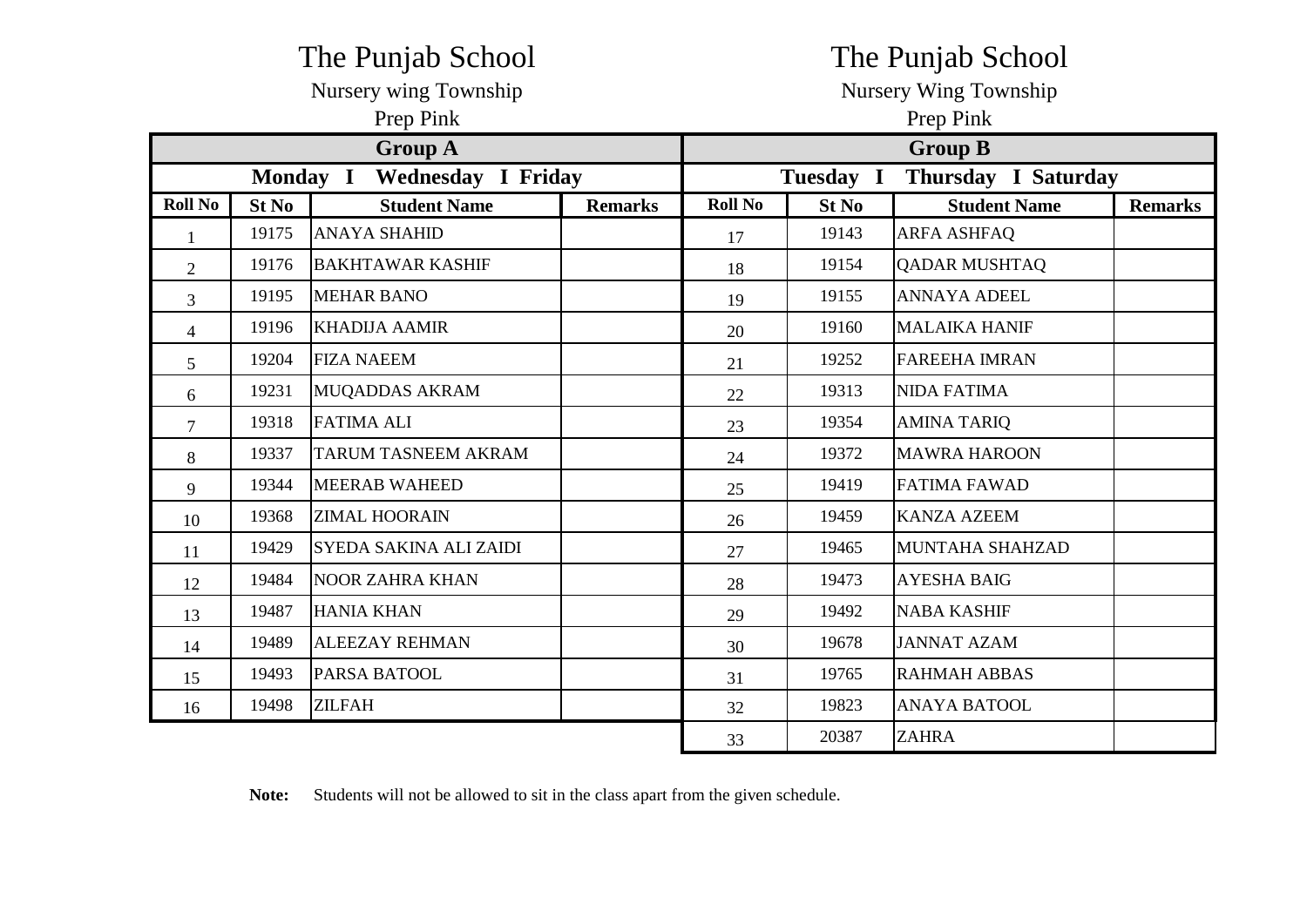# The Punjab School

Nursery wing Township

Prep Pink

## Group A

**Monday I Wednesday I Friday**

| Roll No | St No | Student Name | Remarks |
|---|---|---|---|
| 1 | 19175 | ANAYA SHAHID | |
| 2 | 19176 | BAKHTAWAR KASHIF | |
| 3 | 19195 | MEHAR BANO | |
| 4 | 19196 | KHADIJA AAMIR | |
| 5 | 19204 | FIZA NAEEM | |
| 6 | 19231 | MUQADDAS AKRAM | |
| 7 | 19318 | FATIMA ALI | |
| 8 | 19337 | TARUM TASNEEM AKRAM | |
| 9 | 19344 | MEERAB WAHEED | |
| 10 | 19368 | ZIMAL HOORAIN | |
| 11 | 19429 | SYEDA SAKINA ALI ZAIDI | |
| 12 | 19484 | NOOR ZAHRA KHAN | |
| 13 | 19487 | HANIA KHAN | |
| 14 | 19489 | ALEEZAY REHMAN | |
| 15 | 19493 | PARSA BATOOL | |
| 16 | 19498 | ZILFAH | |

# The Punjab School

Nursery Wing Township

Prep Pink

## Group B

**Tuesday I Thursday I Saturday**

| Roll No | St No | Student Name | Remarks |
|---|---|---|---|
| 17 | 19143 | ARFA ASHFAQ | |
| 18 | 19154 | QADAR MUSHTAQ | |
| 19 | 19155 | ANNAYA ADEEL | |
| 20 | 19160 | MALAIKA HANIF | |
| 21 | 19252 | FAREEHA IMRAN | |
| 22 | 19313 | NIDA FATIMA | |
| 23 | 19354 | AMINA TARIQ | |
| 24 | 19372 | MAWRA HAROON | |
| 25 | 19419 | FATIMA FAWAD | |
| 26 | 19459 | KANZA AZEEM | |
| 27 | 19465 | MUNTAHA SHAHZAD | |
| 28 | 19473 | AYESHA BAIG | |
| 29 | 19492 | NABA KASHIF | |
| 30 | 19678 | JANNAT AZAM | |
| 31 | 19765 | RAHMAH ABBAS | |
| 32 | 19823 | ANAYA BATOOL | |
| 33 | 20387 | ZAHRA | |

**Note:** Students will not be allowed to sit in the class apart from the given schedule.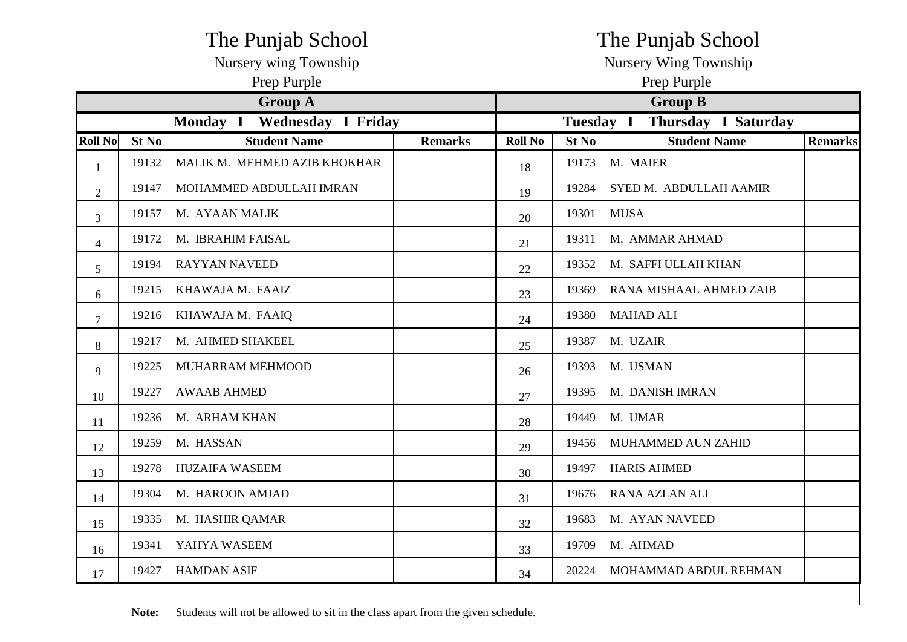| The Punjab School<br>Nursery wing Township<br>Prep Purple | | | | The Punjab School<br>Nursery Wing Township<br>Prep Purple | | | |
|---|---|---|---|---|---|---|---|
| **Group A** | | | | **Group B** | | | |
| **Monday I Wednesday I Friday** | | | | **Tuesday I Thursday I Saturday** | | | |
| **Roll No** | **St No** | **Student Name** | **Remarks** | **Roll No** | **St No** | **Student Name** | **Remarks** |
| 1 | 19132 | MALIK M. MEHMED AZIB KHOKHAR | | 18 | 19173 | M. MAIER | |
| 2 | 19147 | MOHAMMED ABDULLAH IMRAN | | 19 | 19284 | SYED M. ABDULLAH AAMIR | |
| 3 | 19157 | M. AYAAN MALIK | | 20 | 19301 | MUSA | |
| 4 | 19172 | M. IBRAHIM FAISAL | | 21 | 19311 | M. AMMAR AHMAD | |
| 5 | 19194 | RAYYAN NAVEED | | 22 | 19352 | M. SAFFI ULLAH KHAN | |
| 6 | 19215 | KHAWAJA M. FAAIZ | | 23 | 19369 | RANA MISHAAL AHMED ZAIB | |
| 7 | 19216 | KHAWAJA M. FAAIQ | | 24 | 19380 | MAHAD ALI | |
| 8 | 19217 | M. AHMED SHAKEEL | | 25 | 19387 | M. UZAIR | |
| 9 | 19225 | MUHARRAM MEHMOOD | | 26 | 19393 | M. USMAN | |
| 10 | 19227 | AWAAB AHMED | | 27 | 19395 | M. DANISH IMRAN | |
| 11 | 19236 | M. ARHAM KHAN | | 28 | 19449 | M. UMAR | |
| 12 | 19259 | M. HASSAN | | 29 | 19456 | MUHAMMED AUN ZAHID | |
| 13 | 19278 | HUZAIFA WASEEM | | 30 | 19497 | HARIS AHMED | |
| 14 | 19304 | M. HAROON AMJAD | | 31 | 19676 | RANA AZLAN ALI | |
| 15 | 19335 | M. HASHIR QAMAR | | 32 | 19683 | M. AYAN NAVEED | |
| 16 | 19341 | YAHYA WASEEM | | 33 | 19709 | M. AHMAD | |
| 17 | 19427 | HAMDAN ASIF | | 34 | 20224 | MOHAMMAD ABDUL REHMAN | |

**Note:** Students will not be allowed to sit in the class apart from the given schedule.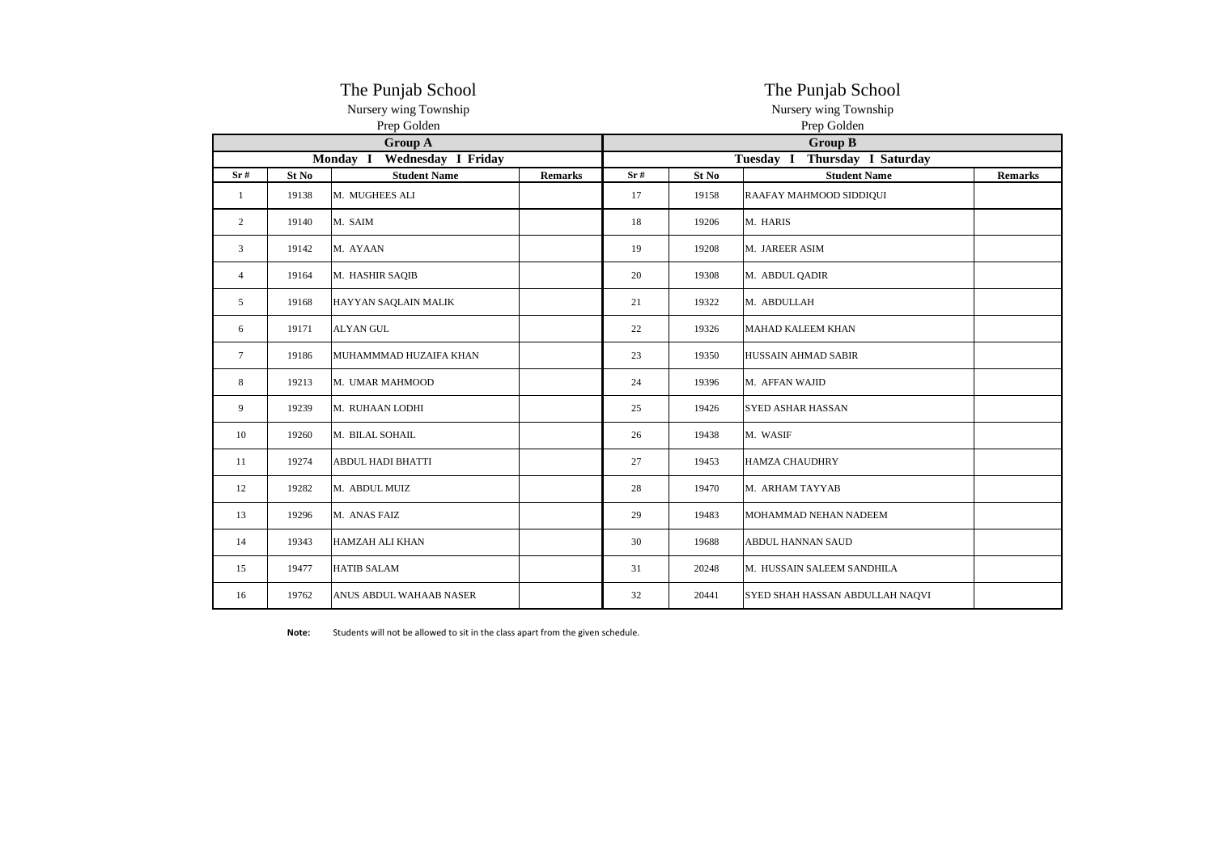| The Punjab School<br>Nursery wing Township<br>Prep Golden | | | | The Punjab School<br>Nursery wing Township<br>Prep Golden | | | |
|---|---|---|---|---|---|---|---|
| **Group A** | | | | **Group B** | | | |
| **Monday I Wednesday I Friday** | | | | **Tuesday I Thursday I Saturday** | | | |
| **Sr #** | **St No** | **Student Name** | **Remarks** | **Sr #** | **St No** | **Student Name** | **Remarks** |
| 1 | 19138 | M. MUGHEES ALI | | 17 | 19158 | RAAFAY MAHMOOD SIDDIQUI | |
| 2 | 19140 | M. SAIM | | 18 | 19206 | M. HARIS | |
| 3 | 19142 | M. AYAAN | | 19 | 19208 | M. JAREER ASIM | |
| 4 | 19164 | M. HASHIR SAQIB | | 20 | 19308 | M. ABDUL QADIR | |
| 5 | 19168 | HAYYAN SAQLAIN MALIK | | 21 | 19322 | M. ABDULLAH | |
| 6 | 19171 | ALYAN GUL | | 22 | 19326 | MAHAD KALEEM KHAN | |
| 7 | 19186 | MUHAMMMAD HUZAIFA KHAN | | 23 | 19350 | HUSSAIN AHMAD SABIR | |
| 8 | 19213 | M. UMAR MAHMOOD | | 24 | 19396 | M. AFFAN WAJID | |
| 9 | 19239 | M. RUHAAN LODHI | | 25 | 19426 | SYED ASHAR HASSAN | |
| 10 | 19260 | M. BILAL SOHAIL | | 26 | 19438 | M. WASIF | |
| 11 | 19274 | ABDUL HADI BHATTI | | 27 | 19453 | HAMZA CHAUDHRY | |
| 12 | 19282 | M. ABDUL MUIZ | | 28 | 19470 | M. ARHAM TAYYAB | |
| 13 | 19296 | M. ANAS FAIZ | | 29 | 19483 | MOHAMMAD NEHAN NADEEM | |
| 14 | 19343 | HAMZAH ALI KHAN | | 30 | 19688 | ABDUL HANNAN SAUD | |
| 15 | 19477 | HATIB SALAM | | 31 | 20248 | M. HUSSAIN SALEEM SANDHILA | |
| 16 | 19762 | ANUS ABDUL WAHAAB NASER | | 32 | 20441 | SYED SHAH HASSAN ABDULLAH NAQVI | |

**Note:** Students will not be allowed to sit in the class apart from the given schedule.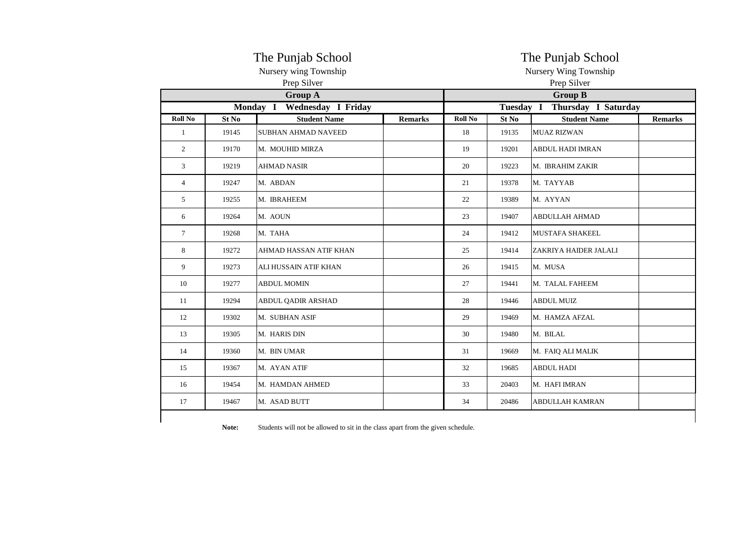# The Punjab School

Nursery wing Township

Prep Silver

| Group A | | | | Group B | | | |
|---|---|---|---|---|---|---|---|
| Monday I Wednesday I Friday | | | | Tuesday I Thursday I Saturday | | | |
| **Roll No** | **St No** | **Student Name** | **Remarks** | **Roll No** | **St No** | **Student Name** | **Remarks** |
| 1 | 19145 | SUBHAN AHMAD NAVEED | | 18 | 19135 | MUAZ RIZWAN | |
| 2 | 19170 | M. MOUHID MIRZA | | 19 | 19201 | ABDUL HADI IMRAN | |
| 3 | 19219 | AHMAD NASIR | | 20 | 19223 | M. IBRAHIM ZAKIR | |
| 4 | 19247 | M. ABDAN | | 21 | 19378 | M. TAYYAB | |
| 5 | 19255 | M. IBRAHEEM | | 22 | 19389 | M. AYYAN | |
| 6 | 19264 | M. AOUN | | 23 | 19407 | ABDULLAH AHMAD | |
| 7 | 19268 | M. TAHA | | 24 | 19412 | MUSTAFA SHAKEEL | |
| 8 | 19272 | AHMAD HASSAN ATIF KHAN | | 25 | 19414 | ZAKRIYA HAIDER JALALI | |
| 9 | 19273 | ALI HUSSAIN ATIF KHAN | | 26 | 19415 | M. MUSA | |
| 10 | 19277 | ABDUL MOMIN | | 27 | 19441 | M. TALAL FAHEEM | |
| 11 | 19294 | ABDUL QADIR ARSHAD | | 28 | 19446 | ABDUL MUIZ | |
| 12 | 19302 | M. SUBHAN ASIF | | 29 | 19469 | M. HAMZA AFZAL | |
| 13 | 19305 | M. HARIS DIN | | 30 | 19480 | M. BILAL | |
| 14 | 19360 | M. BIN UMAR | | 31 | 19669 | M. FAIQ ALI MALIK | |
| 15 | 19367 | M. AYAN ATIF | | 32 | 19685 | ABDUL HADI | |
| 16 | 19454 | M. HAMDAN AHMED | | 33 | 20403 | M. HAFI IMRAN | |
| 17 | 19467 | M. ASAD BUTT | | 34 | 20486 | ABDULLAH KAMRAN | |

**Note:** Students will not be allowed to sit in the class apart from the given schedule.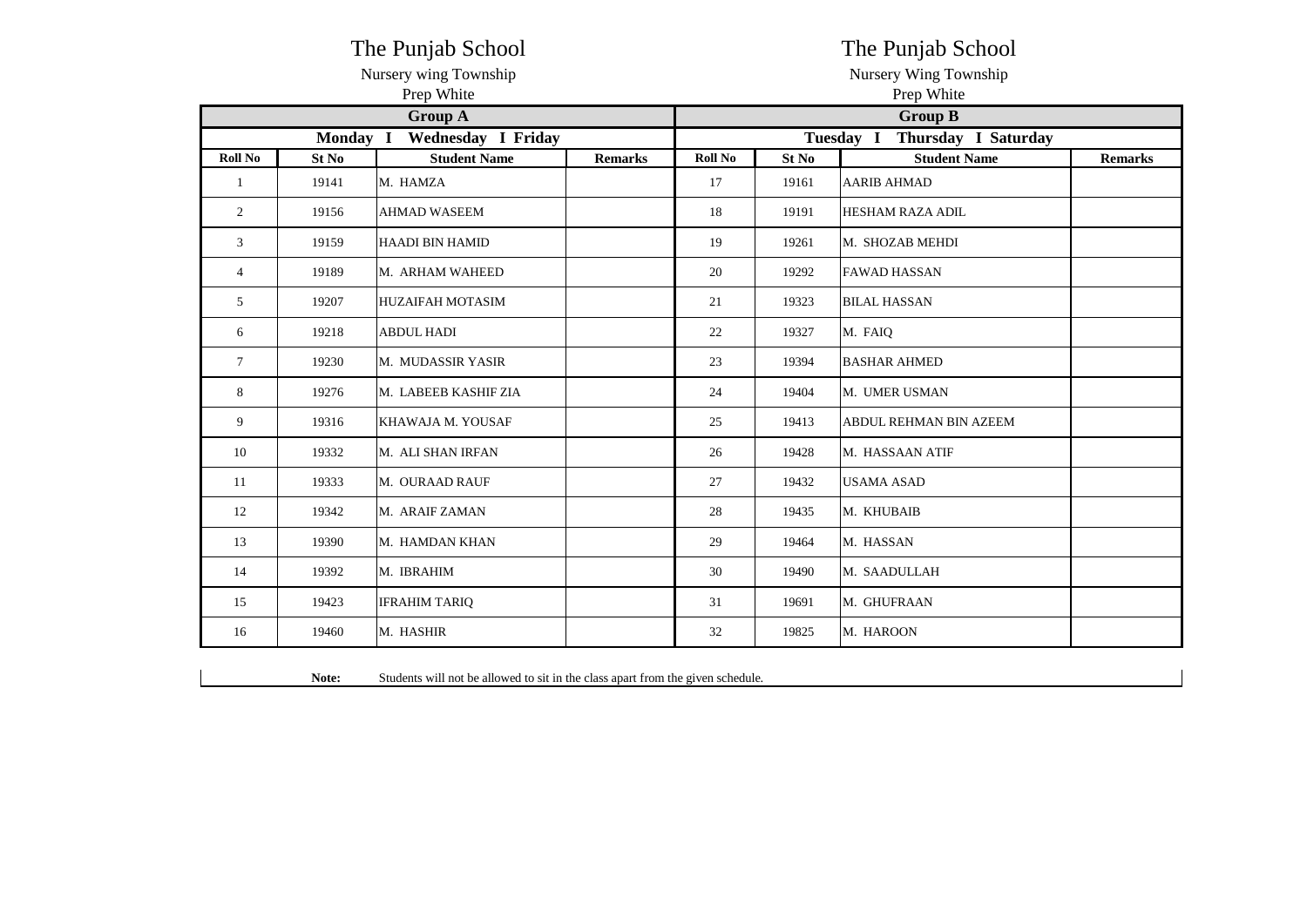The Punjab School

Nursery wing Township

Prep White

| Group A | | | | Group B | | | |
|---|---|---|---|---|---|---|---|
| Monday I Wednesday I Friday | | | | Tuesday I Thursday I Saturday | | | |
| **Roll No** | **St No** | **Student Name** | **Remarks** | **Roll No** | **St No** | **Student Name** | **Remarks** |
| 1 | 19141 | M. HAMZA | | 17 | 19161 | AARIB AHMAD | |
| 2 | 19156 | AHMAD WASEEM | | 18 | 19191 | HESHAM RAZA ADIL | |
| 3 | 19159 | HAADI BIN HAMID | | 19 | 19261 | M. SHOZAB MEHDI | |
| 4 | 19189 | M. ARHAM WAHEED | | 20 | 19292 | FAWAD HASSAN | |
| 5 | 19207 | HUZAIFAH MOTASIM | | 21 | 19323 | BILAL HASSAN | |
| 6 | 19218 | ABDUL HADI | | 22 | 19327 | M. FAIQ | |
| 7 | 19230 | M. MUDASSIR YASIR | | 23 | 19394 | BASHAR AHMED | |
| 8 | 19276 | M. LABEEB KASHIF ZIA | | 24 | 19404 | M. UMER USMAN | |
| 9 | 19316 | KHAWAJA M. YOUSAF | | 25 | 19413 | ABDUL REHMAN BIN AZEEM | |
| 10 | 19332 | M. ALI SHAN IRFAN | | 26 | 19428 | M. HASSAAN ATIF | |
| 11 | 19333 | M. OURAAD RAUF | | 27 | 19432 | USAMA ASAD | |
| 12 | 19342 | M. ARAIF ZAMAN | | 28 | 19435 | M. KHUBAIB | |
| 13 | 19390 | M. HAMDAN KHAN | | 29 | 19464 | M. HASSAN | |
| 14 | 19392 | M. IBRAHIM | | 30 | 19490 | M. SAADULLAH | |
| 15 | 19423 | IFRAHIM TARIQ | | 31 | 19691 | M. GHUFRAAN | |
| 16 | 19460 | M. HASHIR | | 32 | 19825 | M. HAROON | |

**Note:** Students will not be allowed to sit in the class apart from the given schedule.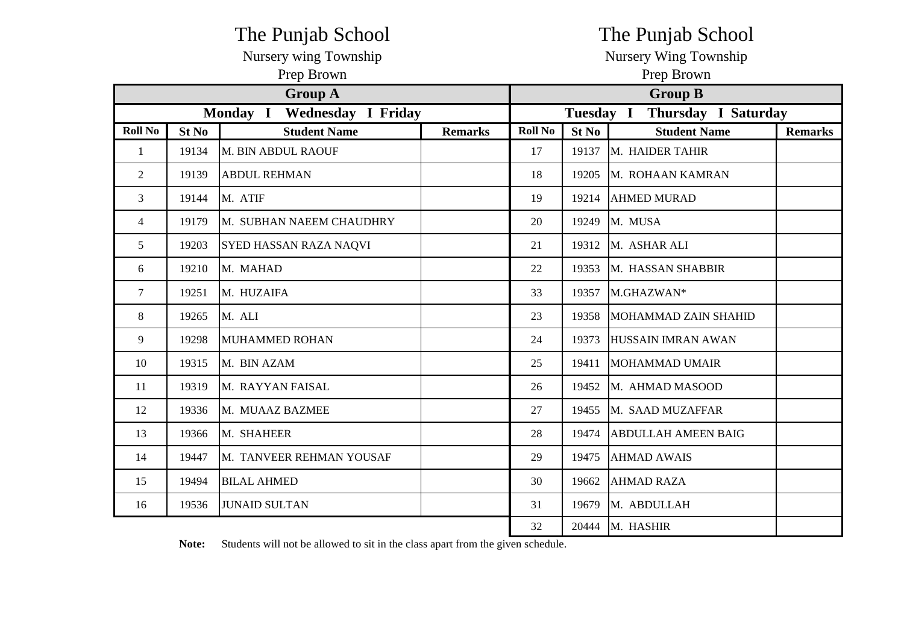# The Punjab School

Nursery wing Township

Prep Brown

| Group A | | | | Group B | | | |
|---|---|---|---|---|---|---|---|
| Monday I Wednesday I Friday | | | | Tuesday I Thursday I Saturday | | | |
| **Roll No** | **St No** | **Student Name** | **Remarks** | **Roll No** | **St No** | **Student Name** | **Remarks** |
| 1 | 19134 | M. BIN ABDUL RAOUF | | 17 | 19137 | M. HAIDER TAHIR | |
| 2 | 19139 | ABDUL REHMAN | | 18 | 19205 | M. ROHAAN KAMRAN | |
| 3 | 19144 | M. ATIF | | 19 | 19214 | AHMED MURAD | |
| 4 | 19179 | M. SUBHAN NAEEM CHAUDHRY | | 20 | 19249 | M. MUSA | |
| 5 | 19203 | SYED HASSAN RAZA NAQVI | | 21 | 19312 | M. ASHAR ALI | |
| 6 | 19210 | M. MAHAD | | 22 | 19353 | M. HASSAN SHABBIR | |
| 7 | 19251 | M. HUZAIFA | | 33 | 19357 | M.GHAZWAN* | |
| 8 | 19265 | M. ALI | | 23 | 19358 | MOHAMMAD ZAIN SHAHID | |
| 9 | 19298 | MUHAMMED ROHAN | | 24 | 19373 | HUSSAIN IMRAN AWAN | |
| 10 | 19315 | M. BIN AZAM | | 25 | 19411 | MOHAMMAD UMAIR | |
| 11 | 19319 | M. RAYYAN FAISAL | | 26 | 19452 | M. AHMAD MASOOD | |
| 12 | 19336 | M. MUAAZ BAZMEE | | 27 | 19455 | M. SAAD MUZAFFAR | |
| 13 | 19366 | M. SHAHEER | | 28 | 19474 | ABDULLAH AMEEN BAIG | |
| 14 | 19447 | M. TANVEER REHMAN YOUSAF | | 29 | 19475 | AHMAD AWAIS | |
| 15 | 19494 | BILAL AHMED | | 30 | 19662 | AHMAD RAZA | |
| 16 | 19536 | JUNAID SULTAN | | 31 | 19679 | M. ABDULLAH | |
| | | | | 32 | 20444 | M. HASHIR | |

**Note:** Students will not be allowed to sit in the class apart from the given schedule.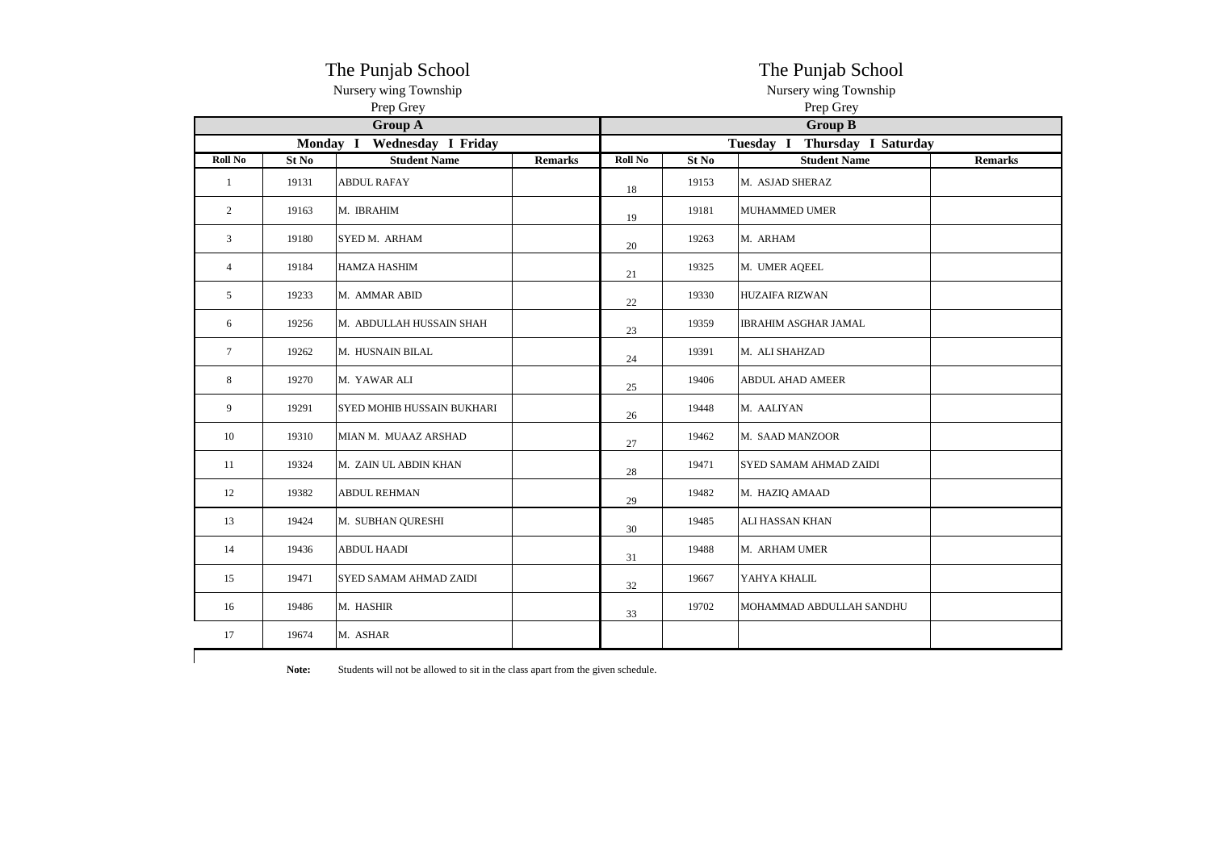| The Punjab School<br>Nursery wing Township<br>Prep Grey | | | | The Punjab School<br>Nursery wing Township<br>Prep Grey | | | |
|---|---|---|---|---|---|---|---|
| **Group A** | | | | **Group B** | | | |
| **Monday I Wednesday I Friday** | | | | **Tuesday I Thursday I Saturday** | | | |
| **Roll No** | **St No** | **Student Name** | **Remarks** | **Roll No** | **St No** | **Student Name** | **Remarks** |
| 1 | 19131 | ABDUL RAFAY | | 18 | 19153 | M. ASJAD SHERAZ | |
| 2 | 19163 | M. IBRAHIM | | 19 | 19181 | MUHAMMED UMER | |
| 3 | 19180 | SYED M. ARHAM | | 20 | 19263 | M. ARHAM | |
| 4 | 19184 | HAMZA HASHIM | | 21 | 19325 | M. UMER AQEEL | |
| 5 | 19233 | M. AMMAR ABID | | 22 | 19330 | HUZAIFA RIZWAN | |
| 6 | 19256 | M. ABDULLAH HUSSAIN SHAH | | 23 | 19359 | IBRAHIM ASGHAR JAMAL | |
| 7 | 19262 | M. HUSNAIN BILAL | | 24 | 19391 | M. ALI SHAHZAD | |
| 8 | 19270 | M. YAWAR ALI | | 25 | 19406 | ABDUL AHAD AMEER | |
| 9 | 19291 | SYED MOHIB HUSSAIN BUKHARI | | 26 | 19448 | M. AALIYAN | |
| 10 | 19310 | MIAN M. MUAAZ ARSHAD | | 27 | 19462 | M. SAAD MANZOOR | |
| 11 | 19324 | M. ZAIN UL ABDIN KHAN | | 28 | 19471 | SYED SAMAM AHMAD ZAIDI | |
| 12 | 19382 | ABDUL REHMAN | | 29 | 19482 | M. HAZIQ AMAAD | |
| 13 | 19424 | M. SUBHAN QURESHI | | 30 | 19485 | ALI HASSAN KHAN | |
| 14 | 19436 | ABDUL HAADI | | 31 | 19488 | M. ARHAM UMER | |
| 15 | 19471 | SYED SAMAM AHMAD ZAIDI | | 32 | 19667 | YAHYA KHALIL | |
| 16 | 19486 | M. HASHIR | | 33 | 19702 | MOHAMMAD ABDULLAH SANDHU | |
| 17 | 19674 | M. ASHAR | | | | | |

**Note:** Students will not be allowed to sit in the class apart from the given schedule.